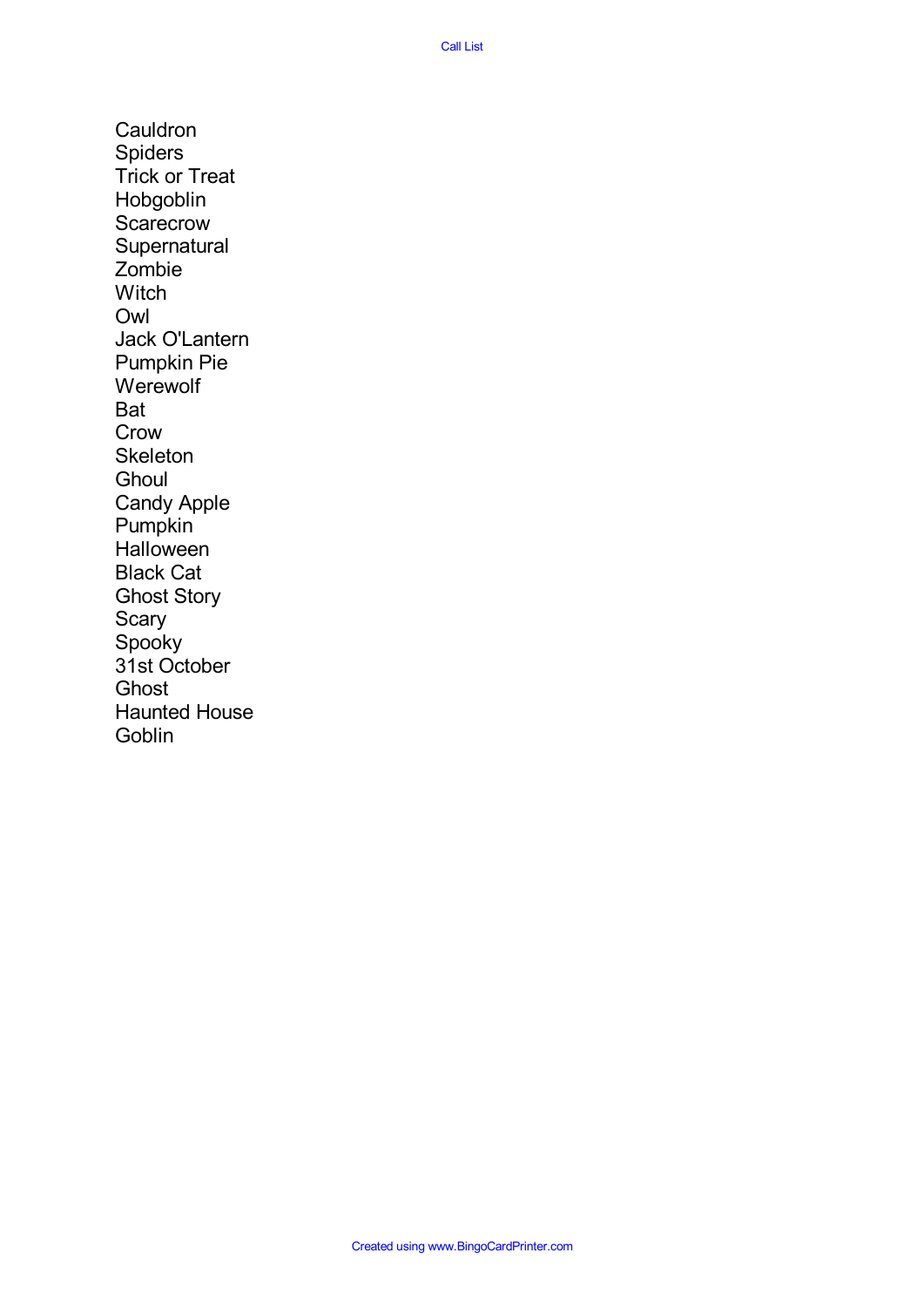# Call List

Cauldron
Spiders
Trick or Treat
Hobgoblin
Scarecrow
Supernatural
Zombie
Witch
Owl
Jack O'Lantern
Pumpkin Pie
Werewolf
Bat
Crow
Skeleton
Ghoul
Candy Apple
Pumpkin
Halloween
Black Cat
Ghost Story
Scary
Spooky
31st October
Ghost
Haunted House
Goblin

Created using www.BingoCardPrinter.com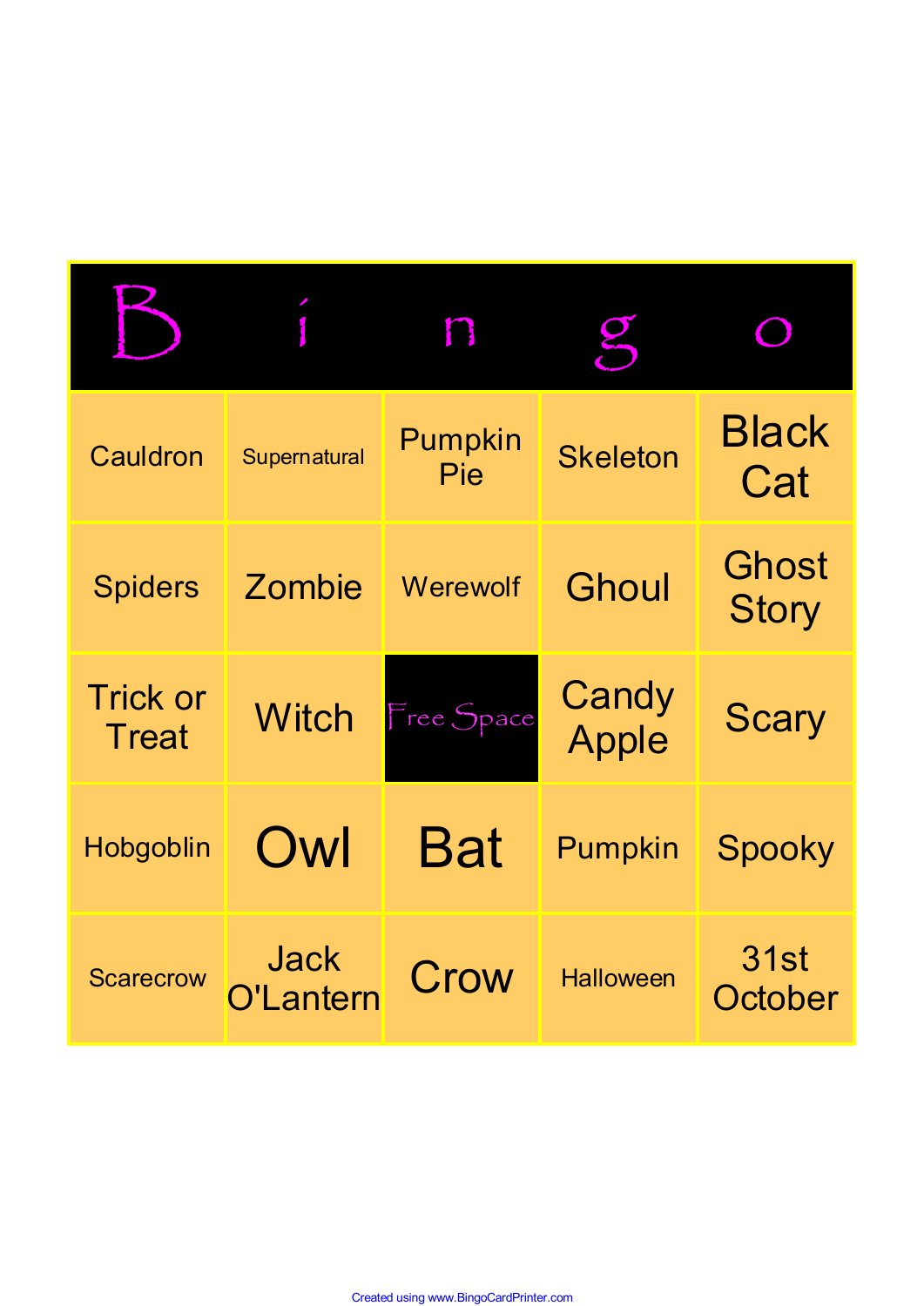| B | i | n | g | o |
| --- | --- | --- | --- | --- |
| Cauldron | Supernatural | Pumpkin Pie | Skeleton | Black Cat |
| Spiders | Zombie | Werewolf | Ghoul | Ghost Story |
| Trick or Treat | Witch | Free Space | Candy Apple | Scary |
| Hobgoblin | Owl | Bat | Pumpkin | Spooky |
| Scarecrow | Jack O'Lantern | Crow | Halloween | 31st October |

Created using www.BingoCardPrinter.com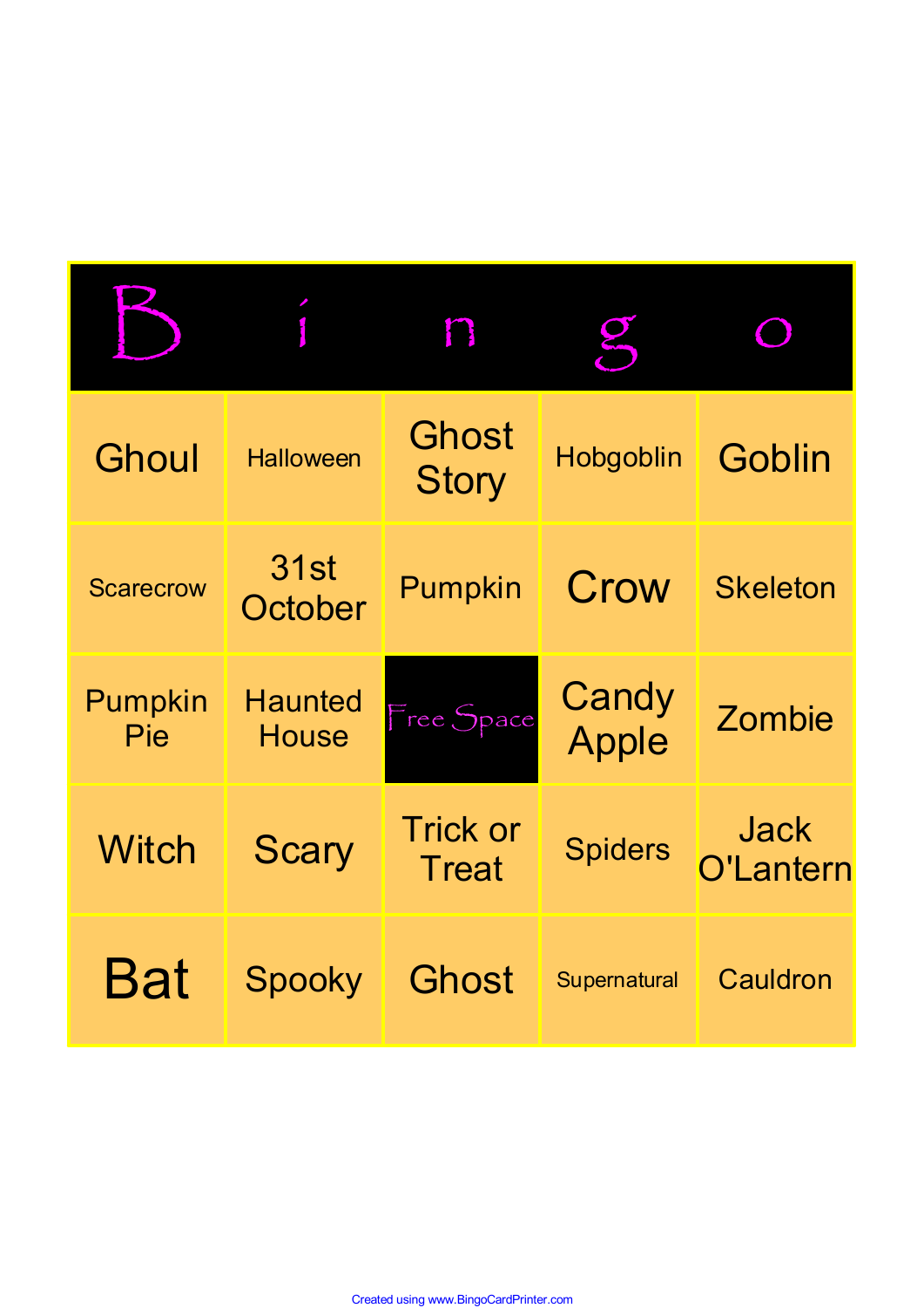| B | i | n | g | o |
|---|---|---|---|---|
| Ghoul | Halloween | Ghost Story | Hobgoblin | Goblin |
| Scarecrow | 31st October | Pumpkin | Crow | Skeleton |
| Pumpkin Pie | Haunted House | Free Space | Candy Apple | Zombie |
| Witch | Scary | Trick or Treat | Spiders | Jack O'Lantern |
| Bat | Spooky | Ghost | Supernatural | Cauldron |

Created using www.BingoCardPrinter.com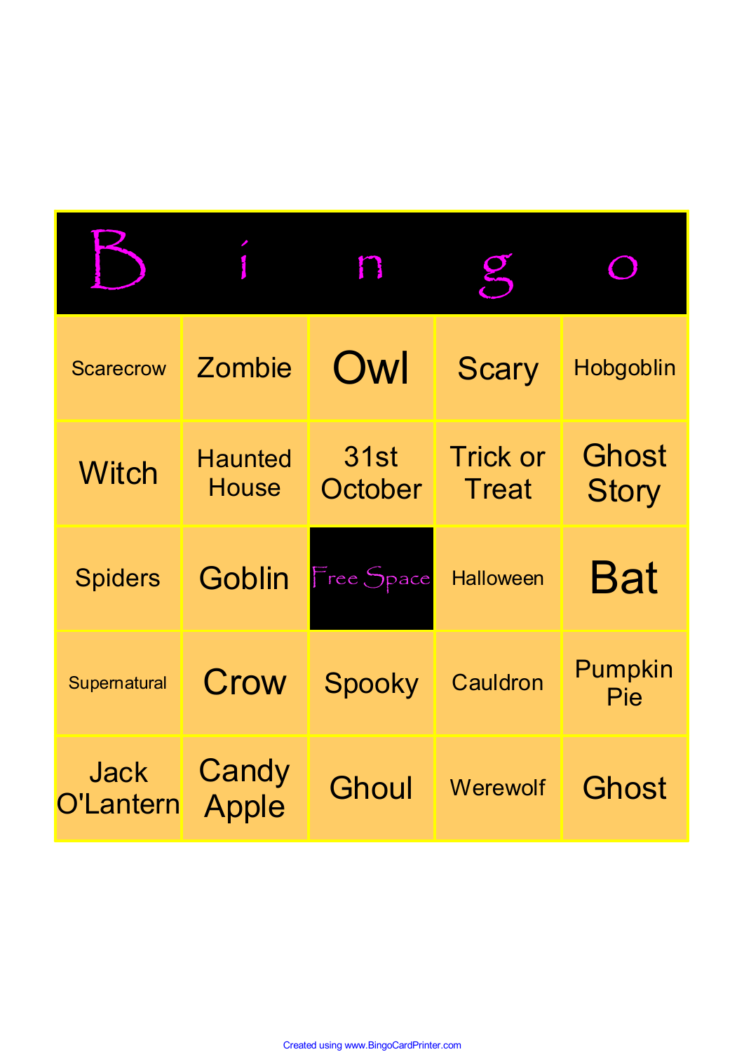| B | i | n | g | o |
| --- | --- | --- | --- | --- |
| Scarecrow | Zombie | Owl | Scary | Hobgoblin |
| Witch | Haunted House | 31st October | Trick or Treat | Ghost Story |
| Spiders | Goblin | Free Space | Halloween | Bat |
| Supernatural | Crow | Spooky | Cauldron | Pumpkin Pie |
| Jack O'Lantern | Candy Apple | Ghoul | Werewolf | Ghost |

Created using www.BingoCardPrinter.com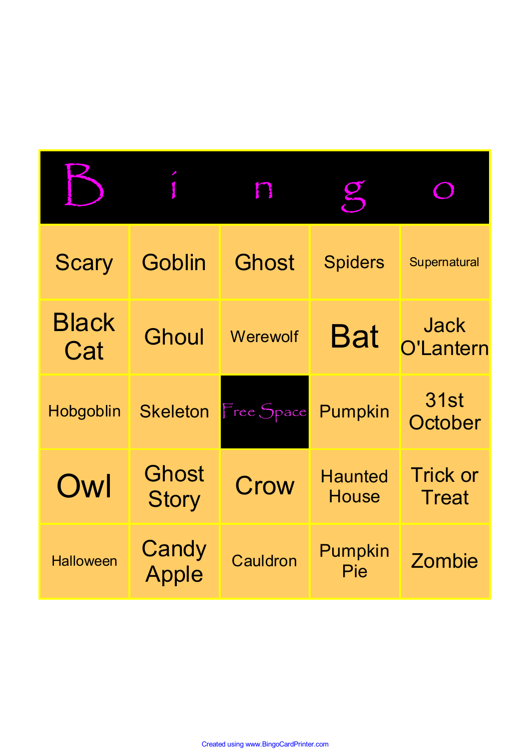| B | i | n | g | o |
|---|---|---|---|---|
| Scary | Goblin | Ghost | Spiders | Supernatural |
| Black Cat | Ghoul | Werewolf | Bat | Jack O'Lantern |
| Hobgoblin | Skeleton | Free Space | Pumpkin | 31st October |
| Owl | Ghost Story | Crow | Haunted House | Trick or Treat |
| Halloween | Candy Apple | Cauldron | Pumpkin Pie | Zombie |

Created using www.BingoCardPrinter.com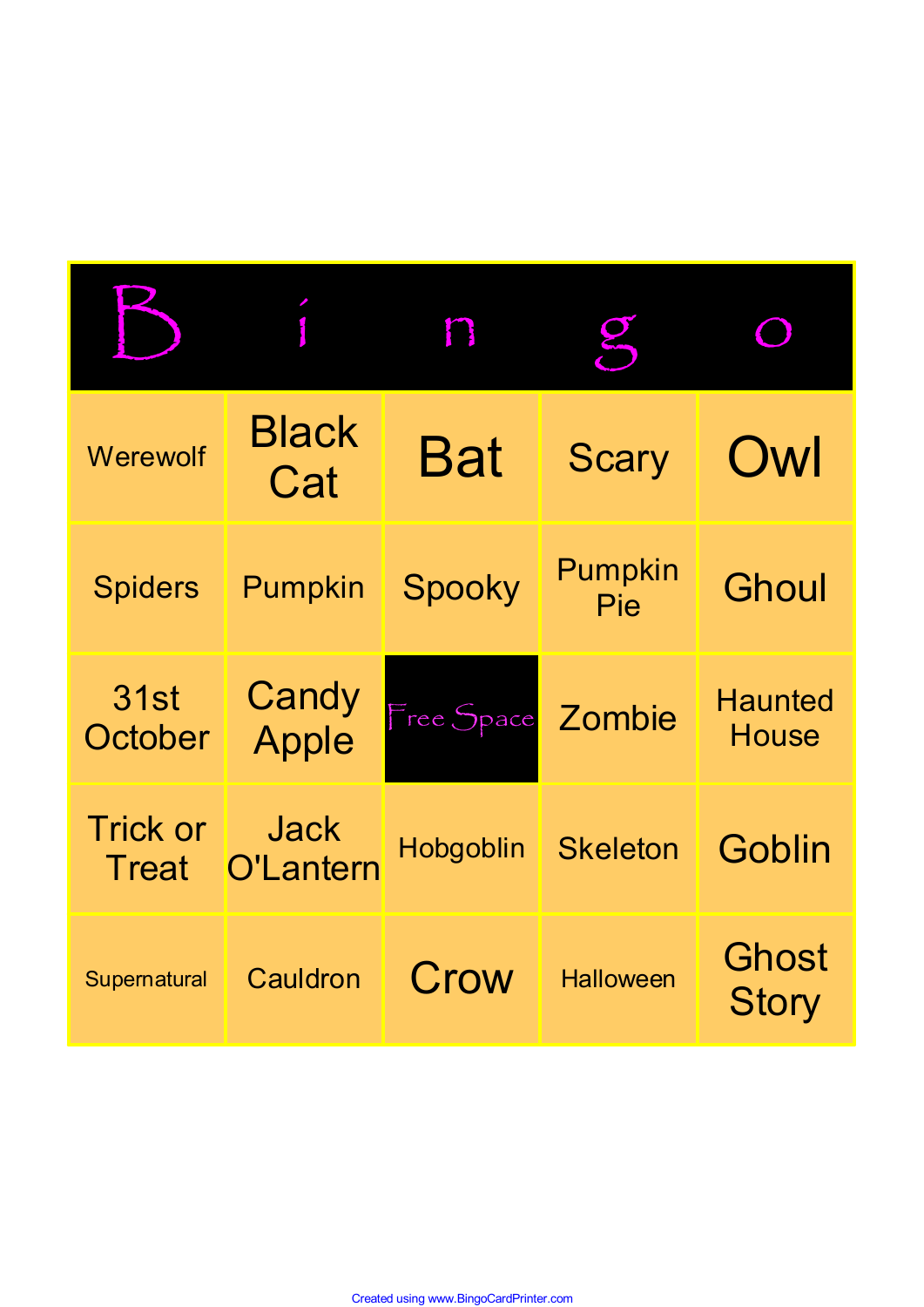| B | i | n | g | o |
|---|---|---|---|---|
| Werewolf | Black Cat | Bat | Scary | Owl |
| Spiders | Pumpkin | Spooky | Pumpkin Pie | Ghoul |
| 31st October | Candy Apple | Free Space | Zombie | Haunted House |
| Trick or Treat | Jack O'Lantern | Hobgoblin | Skeleton | Goblin |
| Supernatural | Cauldron | Crow | Halloween | Ghost Story |

Created using www.BingoCardPrinter.com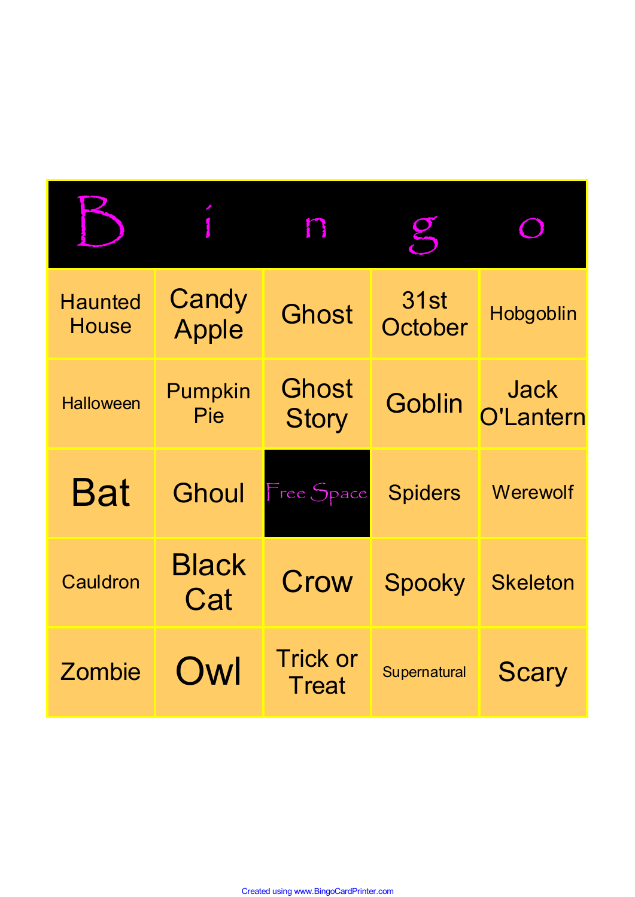| B | i | n | g | o |
|---|---|---|---|---|
| Haunted House | Candy Apple | Ghost | 31st October | Hobgoblin |
| Halloween | Pumpkin Pie | Ghost Story | Goblin | Jack O'Lantern |
| Bat | Ghoul | Free Space | Spiders | Werewolf |
| Cauldron | Black Cat | Crow | Spooky | Skeleton |
| Zombie | Owl | Trick or Treat | Supernatural | Scary |

Created using www.BingoCardPrinter.com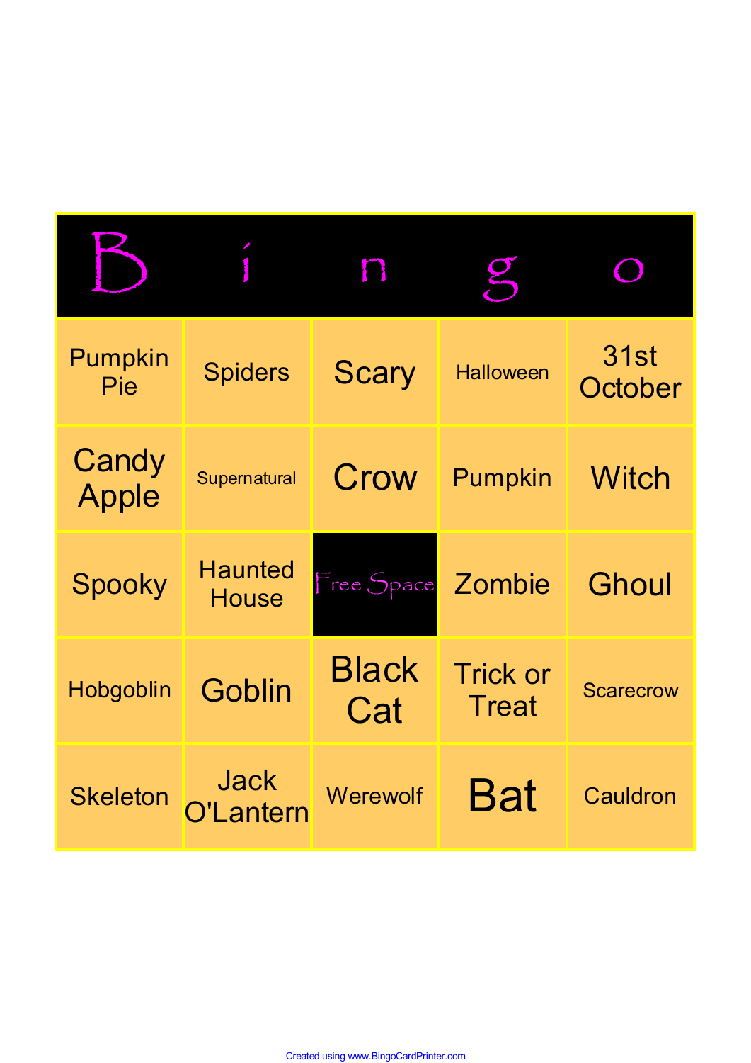| B | i | n | g | o |
|---|---|---|---|---|
| Pumpkin Pie | Spiders | Scary | Halloween | 31st October |
| Candy Apple | Supernatural | Crow | Pumpkin | Witch |
| Spooky | Haunted House | Free Space | Zombie | Ghoul |
| Hobgoblin | Goblin | Black Cat | Trick or Treat | Scarecrow |
| Skeleton | Jack O'Lantern | Werewolf | Bat | Cauldron |

Created using www.BingoCardPrinter.com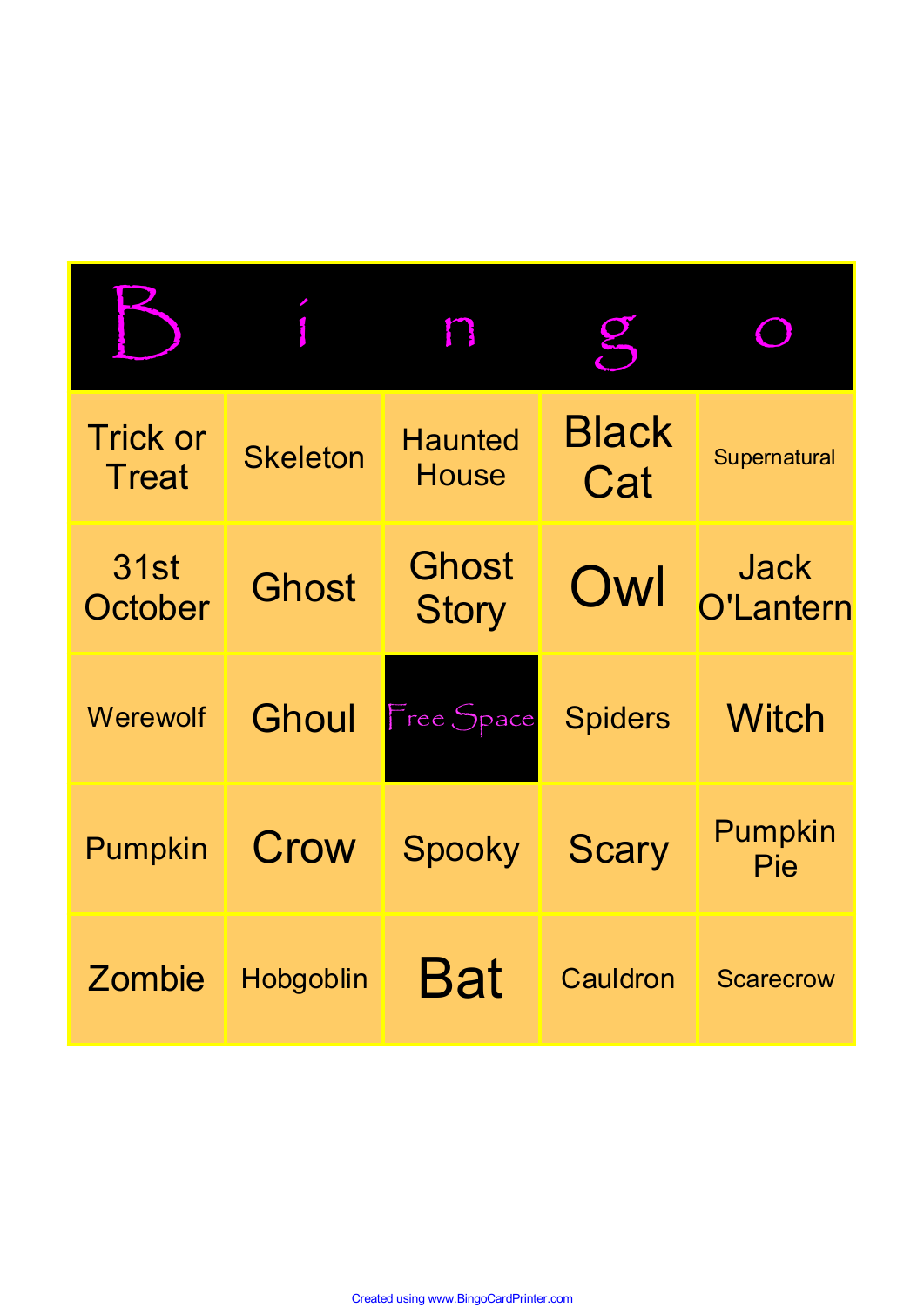| B | i | n | g | o |
| --- | --- | --- | --- | --- |
| Trick or Treat | Skeleton | Haunted House | Black Cat | Supernatural |
| 31st October | Ghost | Ghost Story | Owl | Jack O'Lantern |
| Werewolf | Ghoul | Free Space | Spiders | Witch |
| Pumpkin | Crow | Spooky | Scary | Pumpkin Pie |
| Zombie | Hobgoblin | Bat | Cauldron | Scarecrow |

Created using www.BingoCardPrinter.com